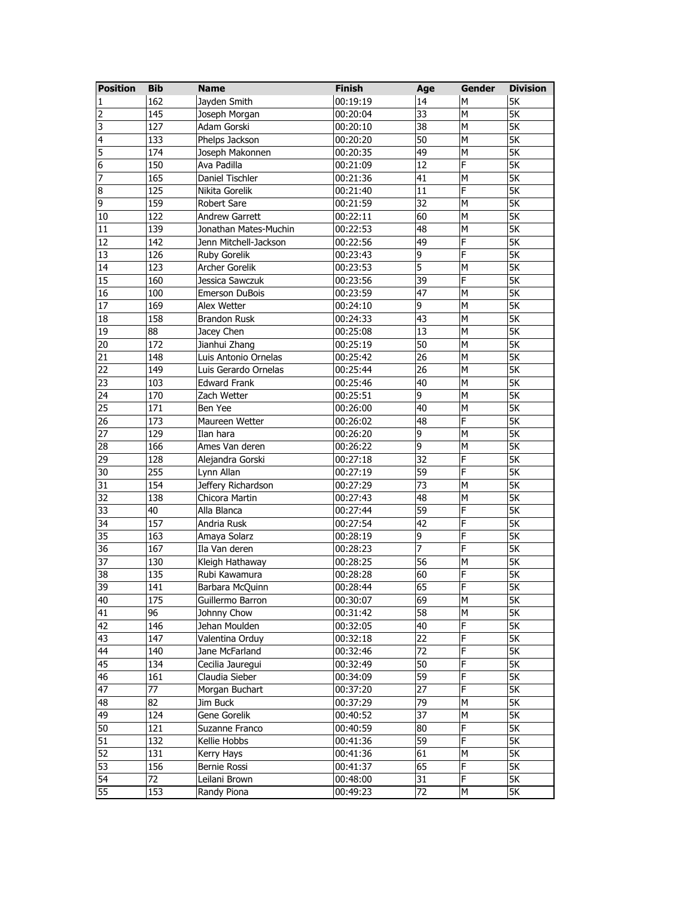| Position | Bib | Name | Finish | Age | Gender | Division |
|---|---|---|---|---|---|---|
| 1 | 162 | Jayden Smith | 00:19:19 | 14 | M | 5K |
| 2 | 145 | Joseph Morgan | 00:20:04 | 33 | M | 5K |
| 3 | 127 | Adam Gorski | 00:20:10 | 38 | M | 5K |
| 4 | 133 | Phelps Jackson | 00:20:20 | 50 | M | 5K |
| 5 | 174 | Joseph Makonnen | 00:20:35 | 49 | M | 5K |
| 6 | 150 | Ava Padilla | 00:21:09 | 12 | F | 5K |
| 7 | 165 | Daniel Tischler | 00:21:36 | 41 | M | 5K |
| 8 | 125 | Nikita Gorelik | 00:21:40 | 11 | F | 5K |
| 9 | 159 | Robert Sare | 00:21:59 | 32 | M | 5K |
| 10 | 122 | Andrew Garrett | 00:22:11 | 60 | M | 5K |
| 11 | 139 | Jonathan Mates-Muchin | 00:22:53 | 48 | M | 5K |
| 12 | 142 | Jenn Mitchell-Jackson | 00:22:56 | 49 | F | 5K |
| 13 | 126 | Ruby Gorelik | 00:23:43 | 9 | F | 5K |
| 14 | 123 | Archer Gorelik | 00:23:53 | 5 | M | 5K |
| 15 | 160 | Jessica Sawczuk | 00:23:56 | 39 | F | 5K |
| 16 | 100 | Emerson DuBois | 00:23:59 | 47 | M | 5K |
| 17 | 169 | Alex Wetter | 00:24:10 | 9 | M | 5K |
| 18 | 158 | Brandon Rusk | 00:24:33 | 43 | M | 5K |
| 19 | 88 | Jacey Chen | 00:25:08 | 13 | M | 5K |
| 20 | 172 | Jianhui Zhang | 00:25:19 | 50 | M | 5K |
| 21 | 148 | Luis Antonio Ornelas | 00:25:42 | 26 | M | 5K |
| 22 | 149 | Luis Gerardo Ornelas | 00:25:44 | 26 | M | 5K |
| 23 | 103 | Edward Frank | 00:25:46 | 40 | M | 5K |
| 24 | 170 | Zach Wetter | 00:25:51 | 9 | M | 5K |
| 25 | 171 | Ben Yee | 00:26:00 | 40 | M | 5K |
| 26 | 173 | Maureen Wetter | 00:26:02 | 48 | F | 5K |
| 27 | 129 | Ilan hara | 00:26:20 | 9 | M | 5K |
| 28 | 166 | Ames Van deren | 00:26:22 | 9 | M | 5K |
| 29 | 128 | Alejandra Gorski | 00:27:18 | 32 | F | 5K |
| 30 | 255 | Lynn Allan | 00:27:19 | 59 | F | 5K |
| 31 | 154 | Jeffery Richardson | 00:27:29 | 73 | M | 5K |
| 32 | 138 | Chicora Martin | 00:27:43 | 48 | M | 5K |
| 33 | 40 | Alla Blanca | 00:27:44 | 59 | F | 5K |
| 34 | 157 | Andria Rusk | 00:27:54 | 42 | F | 5K |
| 35 | 163 | Amaya Solarz | 00:28:19 | 9 | F | 5K |
| 36 | 167 | Ila Van deren | 00:28:23 | 7 | F | 5K |
| 37 | 130 | Kleigh Hathaway | 00:28:25 | 56 | M | 5K |
| 38 | 135 | Rubi Kawamura | 00:28:28 | 60 | F | 5K |
| 39 | 141 | Barbara McQuinn | 00:28:44 | 65 | F | 5K |
| 40 | 175 | Guillermo Barron | 00:30:07 | 69 | M | 5K |
| 41 | 96 | Johnny Chow | 00:31:42 | 58 | M | 5K |
| 42 | 146 | Jehan Moulden | 00:32:05 | 40 | F | 5K |
| 43 | 147 | Valentina Orduy | 00:32:18 | 22 | F | 5K |
| 44 | 140 | Jane McFarland | 00:32:46 | 72 | F | 5K |
| 45 | 134 | Cecilia Jauregui | 00:32:49 | 50 | F | 5K |
| 46 | 161 | Claudia Sieber | 00:34:09 | 59 | F | 5K |
| 47 | 77 | Morgan Buchart | 00:37:20 | 27 | F | 5K |
| 48 | 82 | Jim Buck | 00:37:29 | 79 | M | 5K |
| 49 | 124 | Gene Gorelik | 00:40:52 | 37 | M | 5K |
| 50 | 121 | Suzanne Franco | 00:40:59 | 80 | F | 5K |
| 51 | 132 | Kellie Hobbs | 00:41:36 | 59 | F | 5K |
| 52 | 131 | Kerry Hays | 00:41:36 | 61 | M | 5K |
| 53 | 156 | Bernie Rossi | 00:41:37 | 65 | F | 5K |
| 54 | 72 | Leilani Brown | 00:48:00 | 31 | F | 5K |
| 55 | 153 | Randy Piona | 00:49:23 | 72 | M | 5K |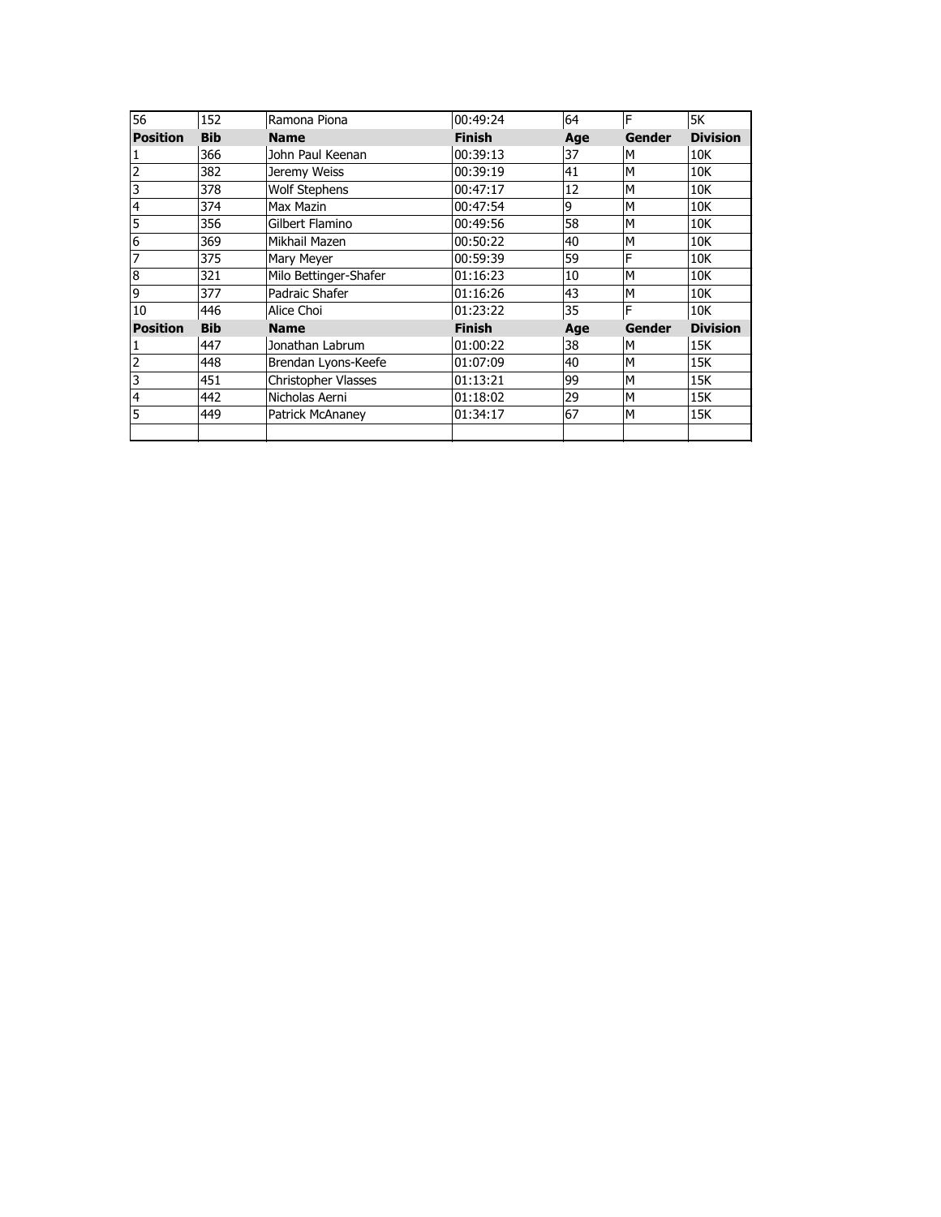| 56 | 152 | Ramona Piona | 00:49:24 | 64 | F | 5K |
|---|---|---|---|---|---|---|
| **Position** | **Bib** | **Name** | **Finish** | **Age** | **Gender** | **Division** |
| 1 | 366 | John Paul Keenan | 00:39:13 | 37 | M | 10K |
| 2 | 382 | Jeremy Weiss | 00:39:19 | 41 | M | 10K |
| 3 | 378 | Wolf Stephens | 00:47:17 | 12 | M | 10K |
| 4 | 374 | Max Mazin | 00:47:54 | 9 | M | 10K |
| 5 | 356 | Gilbert Flamino | 00:49:56 | 58 | M | 10K |
| 6 | 369 | Mikhail Mazen | 00:50:22 | 40 | M | 10K |
| 7 | 375 | Mary Meyer | 00:59:39 | 59 | F | 10K |
| 8 | 321 | Milo Bettinger-Shafer | 01:16:23 | 10 | M | 10K |
| 9 | 377 | Padraic Shafer | 01:16:26 | 43 | M | 10K |
| 10 | 446 | Alice Choi | 01:23:22 | 35 | F | 10K |
| **Position** | **Bib** | **Name** | **Finish** | **Age** | **Gender** | **Division** |
| 1 | 447 | Jonathan Labrum | 01:00:22 | 38 | M | 15K |
| 2 | 448 | Brendan Lyons-Keefe | 01:07:09 | 40 | M | 15K |
| 3 | 451 | Christopher Vlasses | 01:13:21 | 99 | M | 15K |
| 4 | 442 | Nicholas Aerni | 01:18:02 | 29 | M | 15K |
| 5 | 449 | Patrick McAnaney | 01:34:17 | 67 | M | 15K |
| | | | | | | |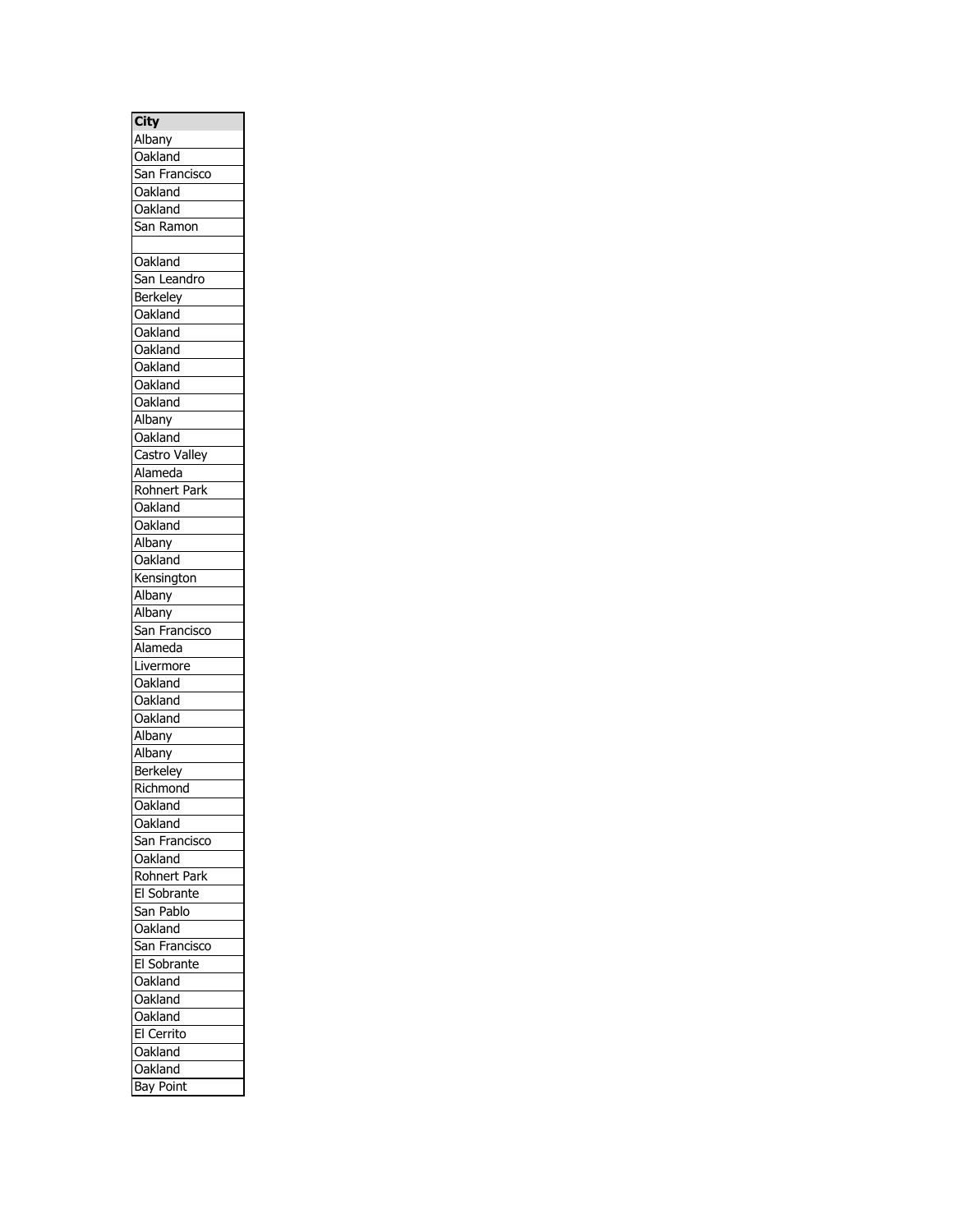| City |
| --- |
| Albany |
| Oakland |
| San Francisco |
| Oakland |
| Oakland |
| San Ramon |
| |
| Oakland |
| San Leandro |
| Berkeley |
| Oakland |
| Oakland |
| Oakland |
| Oakland |
| Oakland |
| Oakland |
| Albany |
| Oakland |
| Castro Valley |
| Alameda |
| Rohnert Park |
| Oakland |
| Oakland |
| Albany |
| Oakland |
| Kensington |
| Albany |
| Albany |
| San Francisco |
| Alameda |
| Livermore |
| Oakland |
| Oakland |
| Oakland |
| Albany |
| Albany |
| Berkeley |
| Richmond |
| Oakland |
| Oakland |
| San Francisco |
| Oakland |
| Rohnert Park |
| El Sobrante |
| San Pablo |
| Oakland |
| San Francisco |
| El Sobrante |
| Oakland |
| Oakland |
| Oakland |
| El Cerrito |
| Oakland |
| Oakland |
| Bay Point |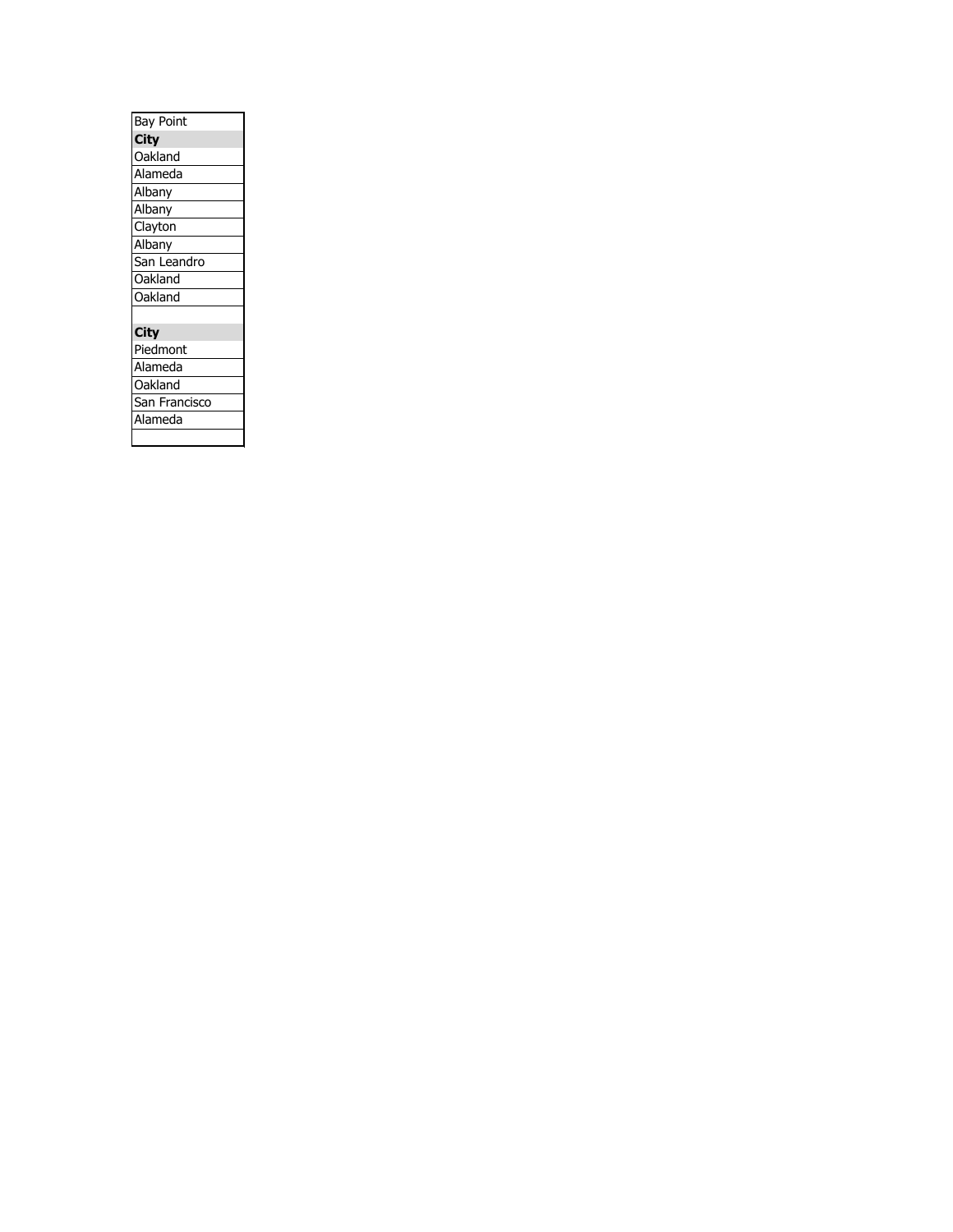| |
|---|
| Bay Point |
| **City** |
| Oakland |
| Alameda |
| Albany |
| Albany |
| Clayton |
| Albany |
| San Leandro |
| Oakland |
| Oakland |
| |
| **City** |
| Piedmont |
| Alameda |
| Oakland |
| San Francisco |
| Alameda |
| |